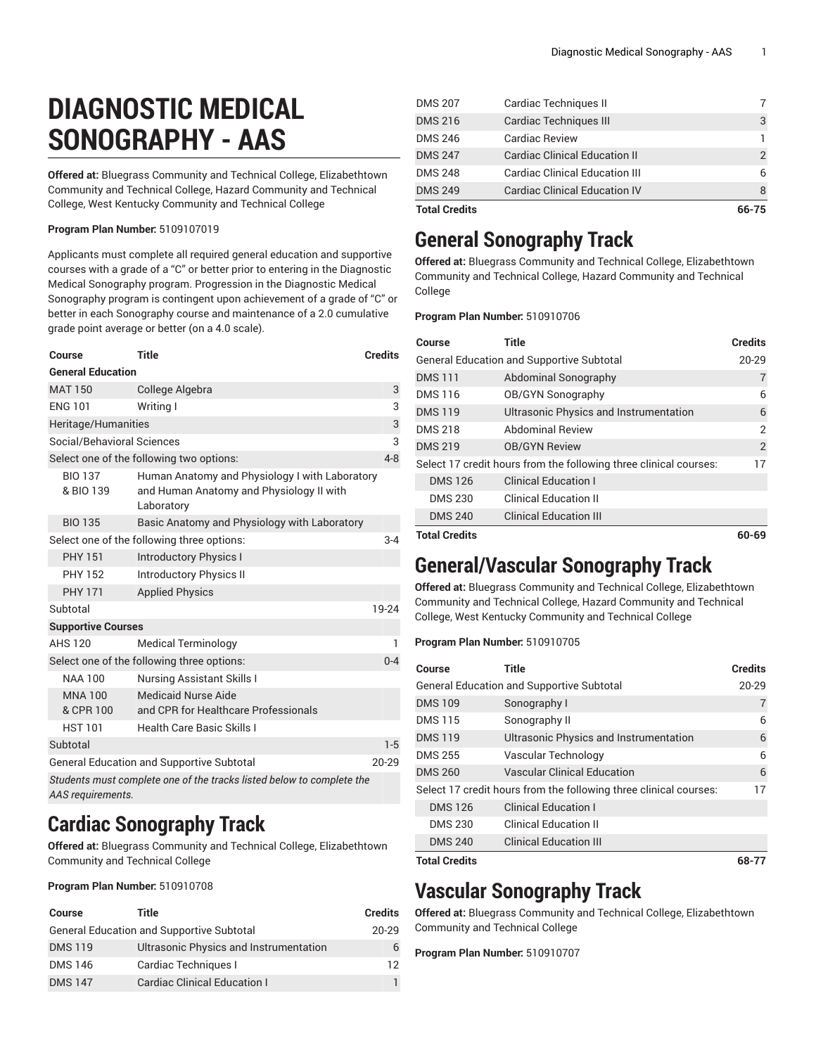# DIAGNOSTIC MEDICAL SONOGRAPHY - AAS

**Offered at:** Bluegrass Community and Technical College, Elizabethtown Community and Technical College, Hazard Community and Technical College, West Kentucky Community and Technical College

**Program Plan Number:** 5109107019

Applicants must complete all required general education and supportive courses with a grade of a "C" or better prior to entering in the Diagnostic Medical Sonography program. Progression in the Diagnostic Medical Sonography program is contingent upon achievement of a grade of "C" or better in each Sonography course and maintenance of a 2.0 cumulative grade point average or better (on a 4.0 scale).

| Course | Title | Credits |
|---|---|---|
| **General Education** | | |
| MAT 150 | College Algebra | 3 |
| ENG 101 | Writing I | 3 |
| Heritage/Humanities | | 3 |
| Social/Behavioral Sciences | | 3 |
| Select one of the following two options: | | 4-8 |
| BIO 137 & BIO 139 | Human Anatomy and Physiology I with Laboratory and Human Anatomy and Physiology II with Laboratory | |
| BIO 135 | Basic Anatomy and Physiology with Laboratory | |
| Select one of the following three options: | | 3-4 |
| PHY 151 | Introductory Physics I | |
| PHY 152 | Introductory Physics II | |
| PHY 171 | Applied Physics | |
| Subtotal | | 19-24 |
| **Supportive Courses** | | |
| AHS 120 | Medical Terminology | 1 |
| Select one of the following three options: | | 0-4 |
| NAA 100 | Nursing Assistant Skills I | |
| MNA 100 & CPR 100 | Medicaid Nurse Aide and CPR for Healthcare Professionals | |
| HST 101 | Health Care Basic Skills I | |
| Subtotal | | 1-5 |
| General Education and Supportive Subtotal | | 20-29 |
| *Students must complete one of the tracks listed below to complete the AAS requirements.* | | |

## Cardiac Sonography Track

**Offered at:** Bluegrass Community and Technical College, Elizabethtown Community and Technical College

**Program Plan Number:** 510910708

| Course | Title | Credits |
|---|---|---|
| General Education and Supportive Subtotal | | 20-29 |
| DMS 119 | Ultrasonic Physics and Instrumentation | 6 |
| DMS 146 | Cardiac Techniques I | 12 |
| DMS 147 | Cardiac Clinical Education I | 1 |
| DMS 207 | Cardiac Techniques II | 7 |
| DMS 216 | Cardiac Techniques III | 3 |
| DMS 246 | Cardiac Review | 1 |
| DMS 247 | Cardiac Clinical Education II | 2 |
| DMS 248 | Cardiac Clinical Education III | 6 |
| DMS 249 | Cardiac Clinical Education IV | 8 |
| **Total Credits** | | **66-75** |

## General Sonography Track

**Offered at:** Bluegrass Community and Technical College, Elizabethtown Community and Technical College, Hazard Community and Technical College

**Program Plan Number:** 510910706

| Course | Title | Credits |
|---|---|---|
| General Education and Supportive Subtotal | | 20-29 |
| DMS 111 | Abdominal Sonography | 7 |
| DMS 116 | OB/GYN Sonography | 6 |
| DMS 119 | Ultrasonic Physics and Instrumentation | 6 |
| DMS 218 | Abdominal Review | 2 |
| DMS 219 | OB/GYN Review | 2 |
| Select 17 credit hours from the following three clinical courses: | | 17 |
| DMS 126 | Clinical Education I | |
| DMS 230 | Clinical Education II | |
| DMS 240 | Clinical Education III | |
| **Total Credits** | | **60-69** |

## General/Vascular Sonography Track

**Offered at:** Bluegrass Community and Technical College, Elizabethtown Community and Technical College, Hazard Community and Technical College, West Kentucky Community and Technical College

**Program Plan Number:** 510910705

| Course | Title | Credits |
|---|---|---|
| General Education and Supportive Subtotal | | 20-29 |
| DMS 109 | Sonography I | 7 |
| DMS 115 | Sonography II | 6 |
| DMS 119 | Ultrasonic Physics and Instrumentation | 6 |
| DMS 255 | Vascular Technology | 6 |
| DMS 260 | Vascular Clinical Education | 6 |
| Select 17 credit hours from the following three clinical courses: | | 17 |
| DMS 126 | Clinical Education I | |
| DMS 230 | Clinical Education II | |
| DMS 240 | Clinical Education III | |
| **Total Credits** | | **68-77** |

## Vascular Sonography Track

**Offered at:** Bluegrass Community and Technical College, Elizabethtown Community and Technical College

**Program Plan Number:** 510910707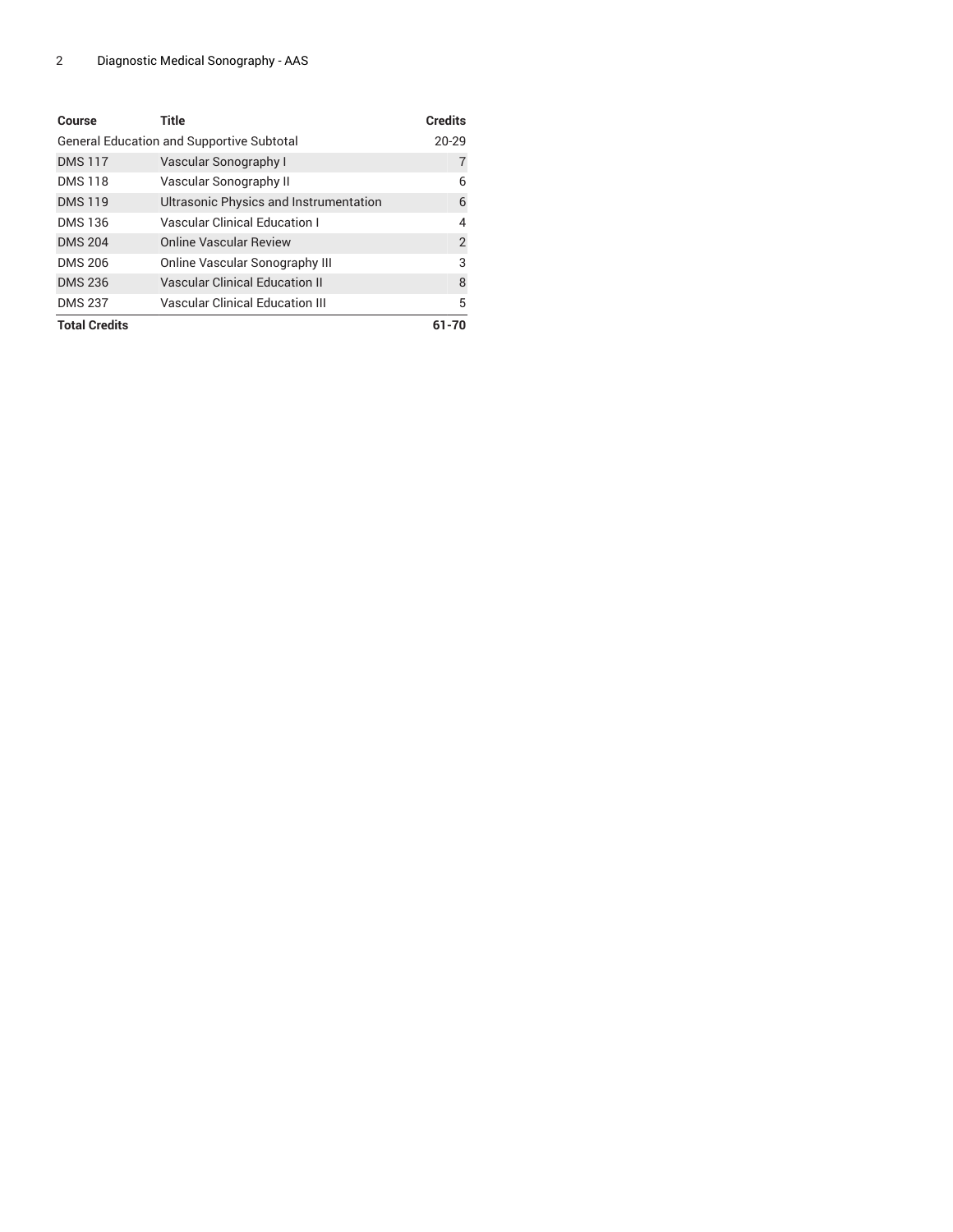| Course | Title | Credits |
| --- | --- | --- |
| General Education and Supportive Subtotal | | 20-29 |
| DMS 117 | Vascular Sonography I | 7 |
| DMS 118 | Vascular Sonography II | 6 |
| DMS 119 | Ultrasonic Physics and Instrumentation | 6 |
| DMS 136 | Vascular Clinical Education I | 4 |
| DMS 204 | Online Vascular Review | 2 |
| DMS 206 | Online Vascular Sonography III | 3 |
| DMS 236 | Vascular Clinical Education II | 8 |
| DMS 237 | Vascular Clinical Education III | 5 |
| **Total Credits** | | **61-70** |